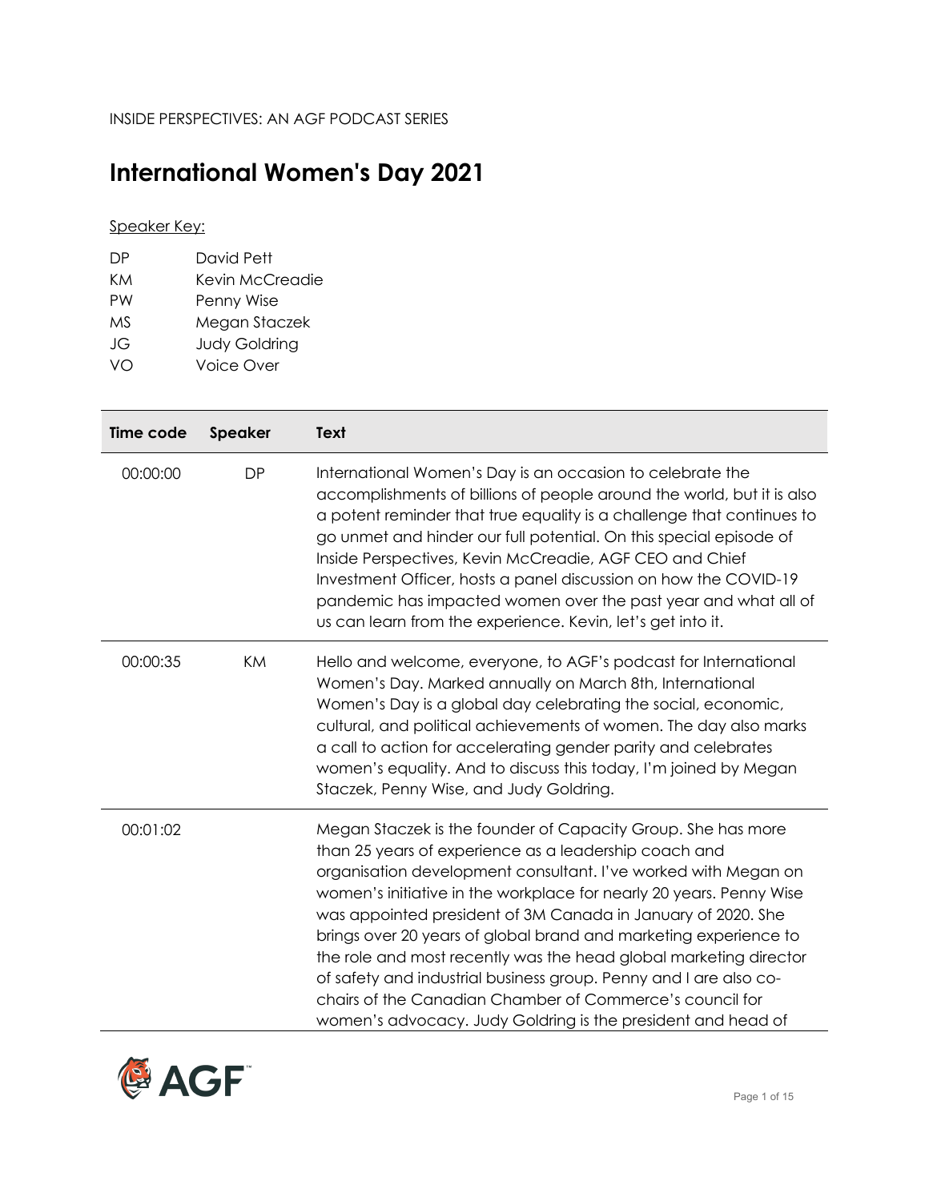INSIDE PERSPECTIVES: AN AGF PODCAST SERIES

# International Women's Day 2021

Speaker Key:

| | |
|---|---|
| DP | David Pett |
| KM | Kevin McCreadie |
| PW | Penny Wise |
| MS | Megan Staczek |
| JG | Judy Goldring |
| VO | Voice Over |

| Time code | Speaker | Text |
|---|---|---|
| 00:00:00 | DP | International Women's Day is an occasion to celebrate the accomplishments of billions of people around the world, but it is also a potent reminder that true equality is a challenge that continues to go unmet and hinder our full potential. On this special episode of Inside Perspectives, Kevin McCreadie, AGF CEO and Chief Investment Officer, hosts a panel discussion on how the COVID-19 pandemic has impacted women over the past year and what all of us can learn from the experience. Kevin, let's get into it. |
| 00:00:35 | KM | Hello and welcome, everyone, to AGF's podcast for International Women's Day. Marked annually on March 8th, International Women's Day is a global day celebrating the social, economic, cultural, and political achievements of women. The day also marks a call to action for accelerating gender parity and celebrates women's equality. And to discuss this today, I'm joined by Megan Staczek, Penny Wise, and Judy Goldring. |
| 00:01:02 | | Megan Staczek is the founder of Capacity Group. She has more than 25 years of experience as a leadership coach and organisation development consultant. I've worked with Megan on women's initiative in the workplace for nearly 20 years. Penny Wise was appointed president of 3M Canada in January of 2020. She brings over 20 years of global brand and marketing experience to the role and most recently was the head global marketing director of safety and industrial business group. Penny and I are also co-chairs of the Canadian Chamber of Commerce's council for women's advocacy. Judy Goldring is the president and head of |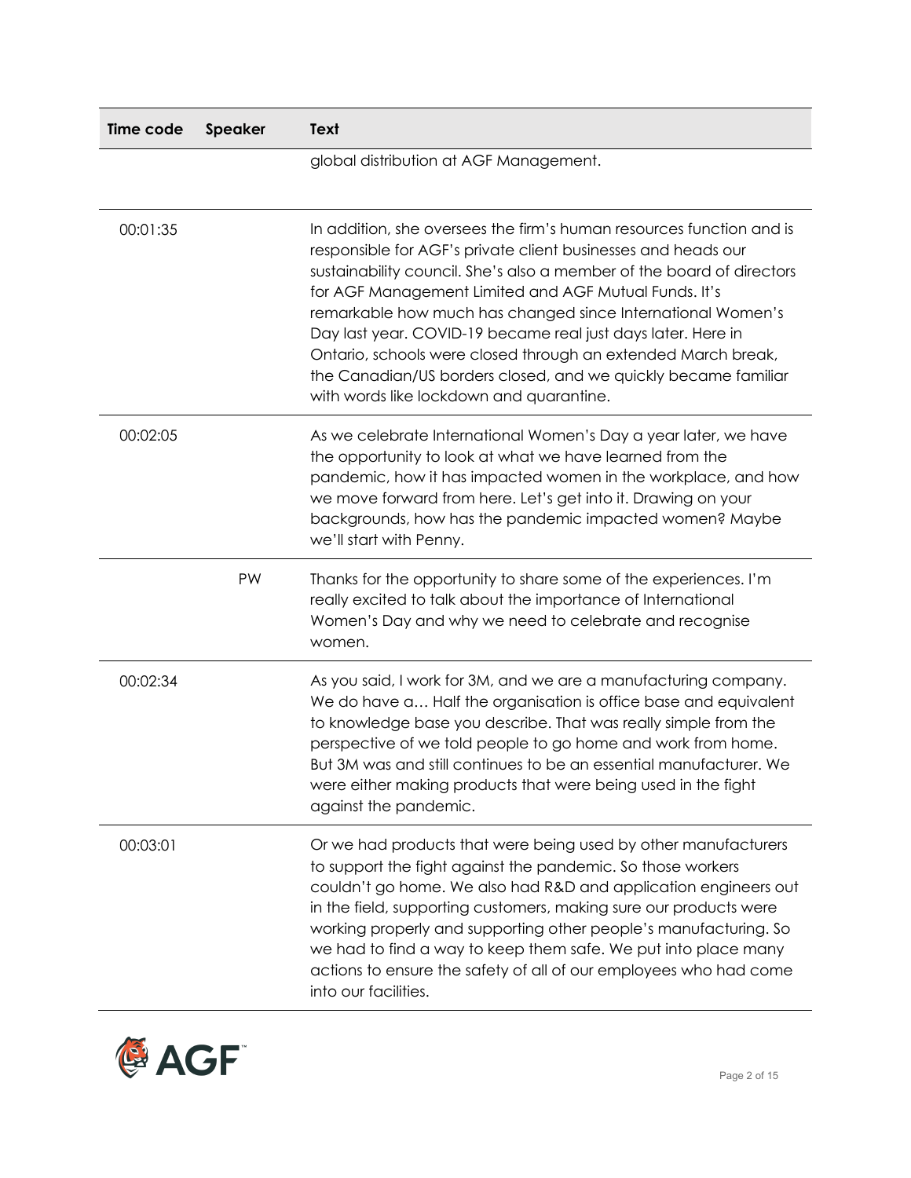| Time code | Speaker | Text |
| --- | --- | --- |
| | | global distribution at AGF Management. |
| 00:01:35 | | In addition, she oversees the firm's human resources function and is responsible for AGF's private client businesses and heads our sustainability council. She's also a member of the board of directors for AGF Management Limited and AGF Mutual Funds. It's remarkable how much has changed since International Women's Day last year. COVID-19 became real just days later. Here in Ontario, schools were closed through an extended March break, the Canadian/US borders closed, and we quickly became familiar with words like lockdown and quarantine. |
| 00:02:05 | | As we celebrate International Women's Day a year later, we have the opportunity to look at what we have learned from the pandemic, how it has impacted women in the workplace, and how we move forward from here. Let's get into it. Drawing on your backgrounds, how has the pandemic impacted women? Maybe we'll start with Penny. |
| | PW | Thanks for the opportunity to share some of the experiences. I'm really excited to talk about the importance of International Women's Day and why we need to celebrate and recognise women. |
| 00:02:34 | | As you said, I work for 3M, and we are a manufacturing company. We do have a… Half the organisation is office base and equivalent to knowledge base you describe. That was really simple from the perspective of we told people to go home and work from home. But 3M was and still continues to be an essential manufacturer. We were either making products that were being used in the fight against the pandemic. |
| 00:03:01 | | Or we had products that were being used by other manufacturers to support the fight against the pandemic. So those workers couldn't go home. We also had R&D and application engineers out in the field, supporting customers, making sure our products were working properly and supporting other people's manufacturing. So we had to find a way to keep them safe. We put into place many actions to ensure the safety of all of our employees who had come into our facilities. |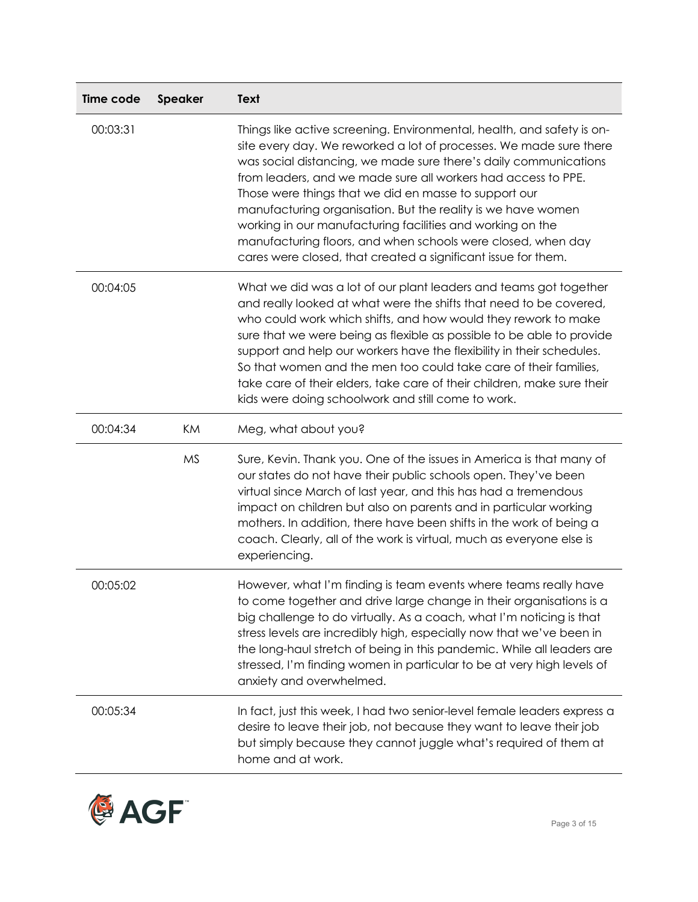| Time code | Speaker | Text |
|---|---|---|
| 00:03:31 | | Things like active screening. Environmental, health, and safety is on-site every day. We reworked a lot of processes. We made sure there was social distancing, we made sure there's daily communications from leaders, and we made sure all workers had access to PPE. Those were things that we did en masse to support our manufacturing organisation. But the reality is we have women working in our manufacturing facilities and working on the manufacturing floors, and when schools were closed, when day cares were closed, that created a significant issue for them. |
| 00:04:05 | | What we did was a lot of our plant leaders and teams got together and really looked at what were the shifts that need to be covered, who could work which shifts, and how would they rework to make sure that we were being as flexible as possible to be able to provide support and help our workers have the flexibility in their schedules. So that women and the men too could take care of their families, take care of their elders, take care of their children, make sure their kids were doing schoolwork and still come to work. |
| 00:04:34 | KM | Meg, what about you? |
| | MS | Sure, Kevin. Thank you. One of the issues in America is that many of our states do not have their public schools open. They've been virtual since March of last year, and this has had a tremendous impact on children but also on parents and in particular working mothers. In addition, there have been shifts in the work of being a coach. Clearly, all of the work is virtual, much as everyone else is experiencing. |
| 00:05:02 | | However, what I'm finding is team events where teams really have to come together and drive large change in their organisations is a big challenge to do virtually. As a coach, what I'm noticing is that stress levels are incredibly high, especially now that we've been in the long-haul stretch of being in this pandemic. While all leaders are stressed, I'm finding women in particular to be at very high levels of anxiety and overwhelmed. |
| 00:05:34 | | In fact, just this week, I had two senior-level female leaders express a desire to leave their job, not because they want to leave their job but simply because they cannot juggle what's required of them at home and at work. |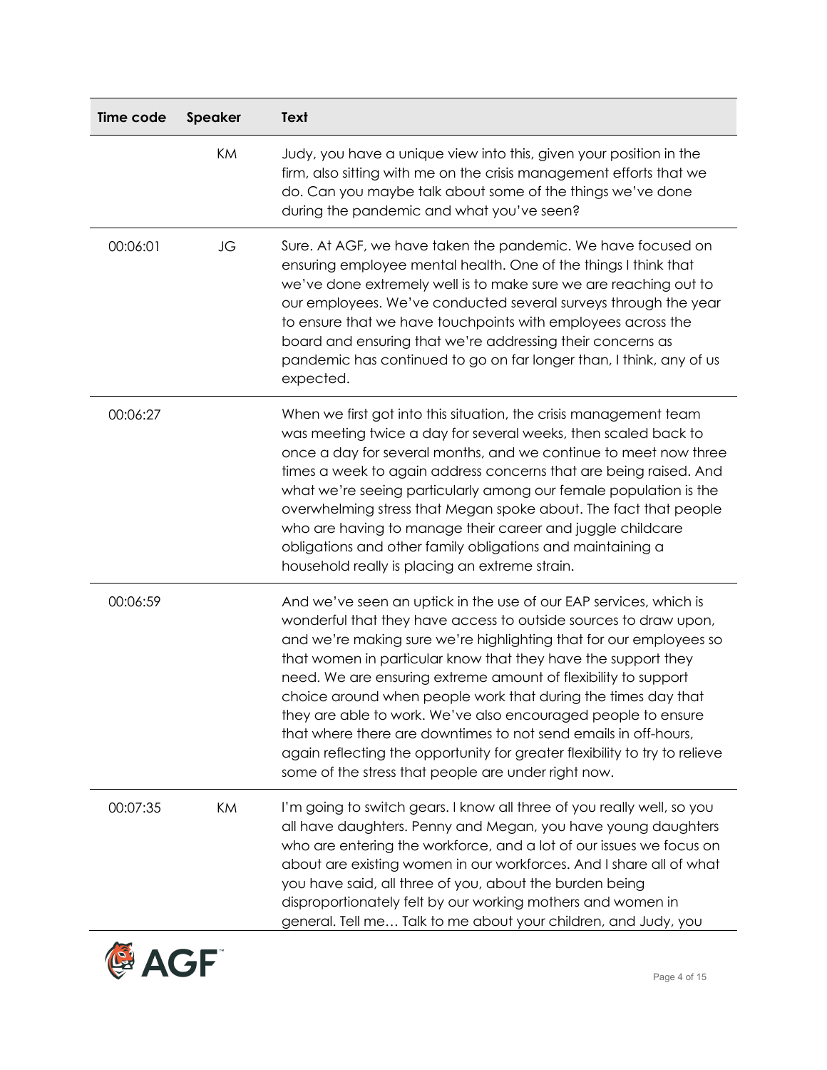| Time code | Speaker | Text |
| --- | --- | --- |
| | KM | Judy, you have a unique view into this, given your position in the firm, also sitting with me on the crisis management efforts that we do. Can you maybe talk about some of the things we've done during the pandemic and what you've seen? |
| 00:06:01 | JG | Sure. At AGF, we have taken the pandemic. We have focused on ensuring employee mental health. One of the things I think that we've done extremely well is to make sure we are reaching out to our employees. We've conducted several surveys through the year to ensure that we have touchpoints with employees across the board and ensuring that we're addressing their concerns as pandemic has continued to go on far longer than, I think, any of us expected. |
| 00:06:27 | | When we first got into this situation, the crisis management team was meeting twice a day for several weeks, then scaled back to once a day for several months, and we continue to meet now three times a week to again address concerns that are being raised. And what we're seeing particularly among our female population is the overwhelming stress that Megan spoke about. The fact that people who are having to manage their career and juggle childcare obligations and other family obligations and maintaining a household really is placing an extreme strain. |
| 00:06:59 | | And we've seen an uptick in the use of our EAP services, which is wonderful that they have access to outside sources to draw upon, and we're making sure we're highlighting that for our employees so that women in particular know that they have the support they need. We are ensuring extreme amount of flexibility to support choice around when people work that during the times day that they are able to work. We've also encouraged people to ensure that where there are downtimes to not send emails in off-hours, again reflecting the opportunity for greater flexibility to try to relieve some of the stress that people are under right now. |
| 00:07:35 | KM | I'm going to switch gears. I know all three of you really well, so you all have daughters. Penny and Megan, you have young daughters who are entering the workforce, and a lot of our issues we focus on about are existing women in our workforces. And I share all of what you have said, all three of you, about the burden being disproportionately felt by our working mothers and women in general. Tell me… Talk to me about your children, and Judy, you |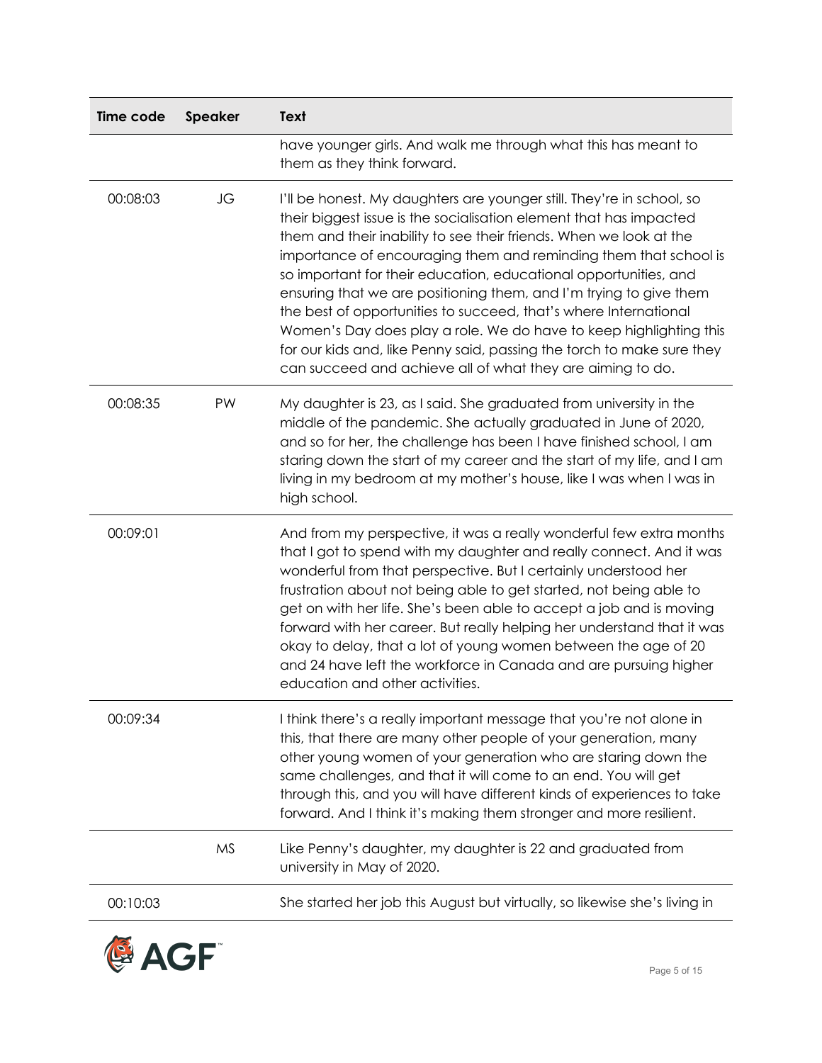| Time code | Speaker | Text |
|---|---|---|
| | | have younger girls. And walk me through what this has meant to them as they think forward. |
| 00:08:03 | JG | I'll be honest. My daughters are younger still. They're in school, so their biggest issue is the socialisation element that has impacted them and their inability to see their friends. When we look at the importance of encouraging them and reminding them that school is so important for their education, educational opportunities, and ensuring that we are positioning them, and I'm trying to give them the best of opportunities to succeed, that's where International Women's Day does play a role. We do have to keep highlighting this for our kids and, like Penny said, passing the torch to make sure they can succeed and achieve all of what they are aiming to do. |
| 00:08:35 | PW | My daughter is 23, as I said. She graduated from university in the middle of the pandemic. She actually graduated in June of 2020, and so for her, the challenge has been I have finished school, I am staring down the start of my career and the start of my life, and I am living in my bedroom at my mother's house, like I was when I was in high school. |
| 00:09:01 | | And from my perspective, it was a really wonderful few extra months that I got to spend with my daughter and really connect. And it was wonderful from that perspective. But I certainly understood her frustration about not being able to get started, not being able to get on with her life. She's been able to accept a job and is moving forward with her career. But really helping her understand that it was okay to delay, that a lot of young women between the age of 20 and 24 have left the workforce in Canada and are pursuing higher education and other activities. |
| 00:09:34 | | I think there's a really important message that you're not alone in this, that there are many other people of your generation, many other young women of your generation who are staring down the same challenges, and that it will come to an end. You will get through this, and you will have different kinds of experiences to take forward. And I think it's making them stronger and more resilient. |
| | MS | Like Penny's daughter, my daughter is 22 and graduated from university in May of 2020. |
| 00:10:03 | | She started her job this August but virtually, so likewise she's living in |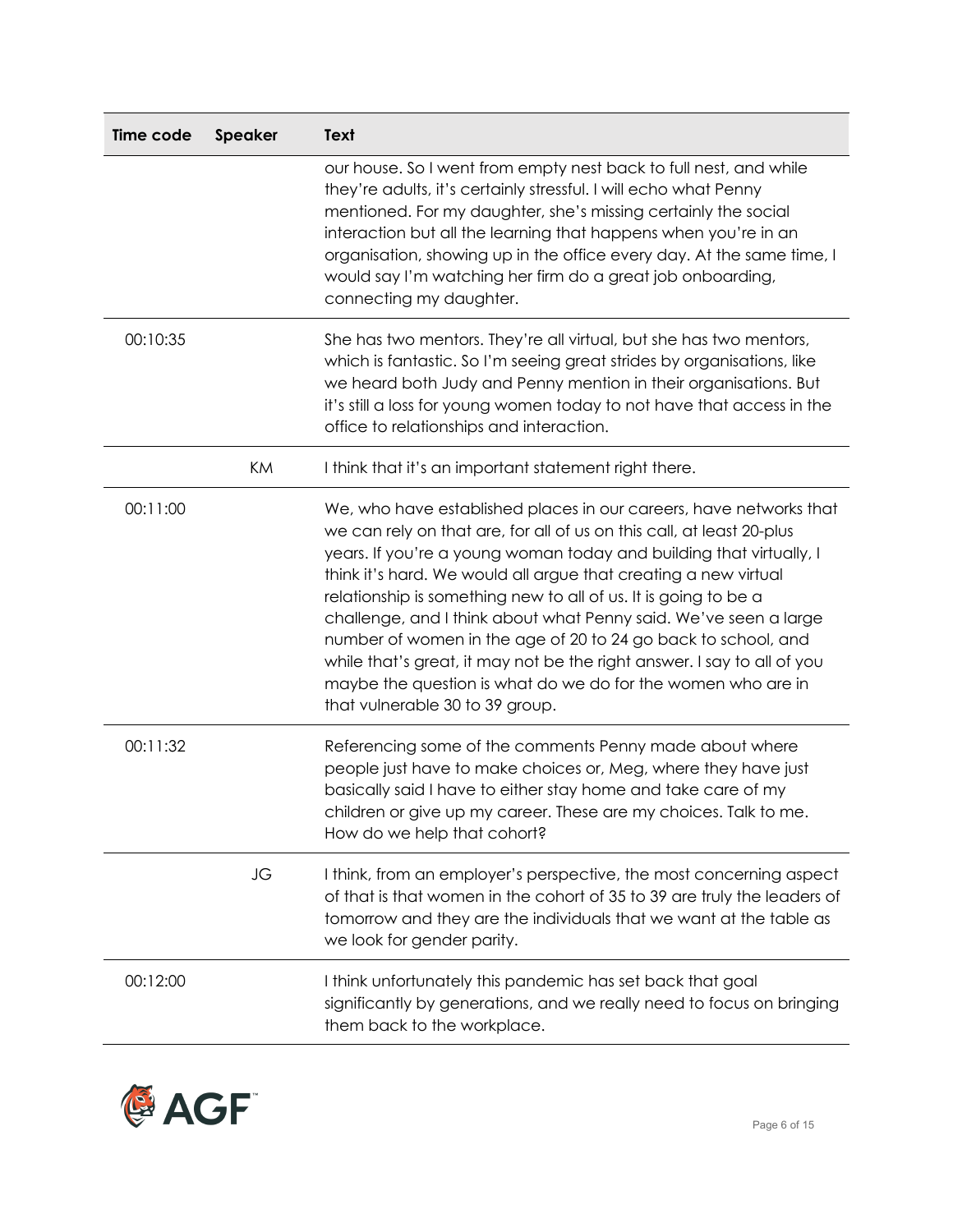| Time code | Speaker | Text |
|---|---|---|
| | | our house. So I went from empty nest back to full nest, and while they're adults, it's certainly stressful. I will echo what Penny mentioned. For my daughter, she's missing certainly the social interaction but all the learning that happens when you're in an organisation, showing up in the office every day. At the same time, I would say I'm watching her firm do a great job onboarding, connecting my daughter. |
| 00:10:35 | | She has two mentors. They're all virtual, but she has two mentors, which is fantastic. So I'm seeing great strides by organisations, like we heard both Judy and Penny mention in their organisations. But it's still a loss for young women today to not have that access in the office to relationships and interaction. |
| | KM | I think that it's an important statement right there. |
| 00:11:00 | | We, who have established places in our careers, have networks that we can rely on that are, for all of us on this call, at least 20-plus years. If you're a young woman today and building that virtually, I think it's hard. We would all argue that creating a new virtual relationship is something new to all of us. It is going to be a challenge, and I think about what Penny said. We've seen a large number of women in the age of 20 to 24 go back to school, and while that's great, it may not be the right answer. I say to all of you maybe the question is what do we do for the women who are in that vulnerable 30 to 39 group. |
| 00:11:32 | | Referencing some of the comments Penny made about where people just have to make choices or, Meg, where they have just basically said I have to either stay home and take care of my children or give up my career. These are my choices. Talk to me. How do we help that cohort? |
| | JG | I think, from an employer's perspective, the most concerning aspect of that is that women in the cohort of 35 to 39 are truly the leaders of tomorrow and they are the individuals that we want at the table as we look for gender parity. |
| 00:12:00 | | I think unfortunately this pandemic has set back that goal significantly by generations, and we really need to focus on bringing them back to the workplace. |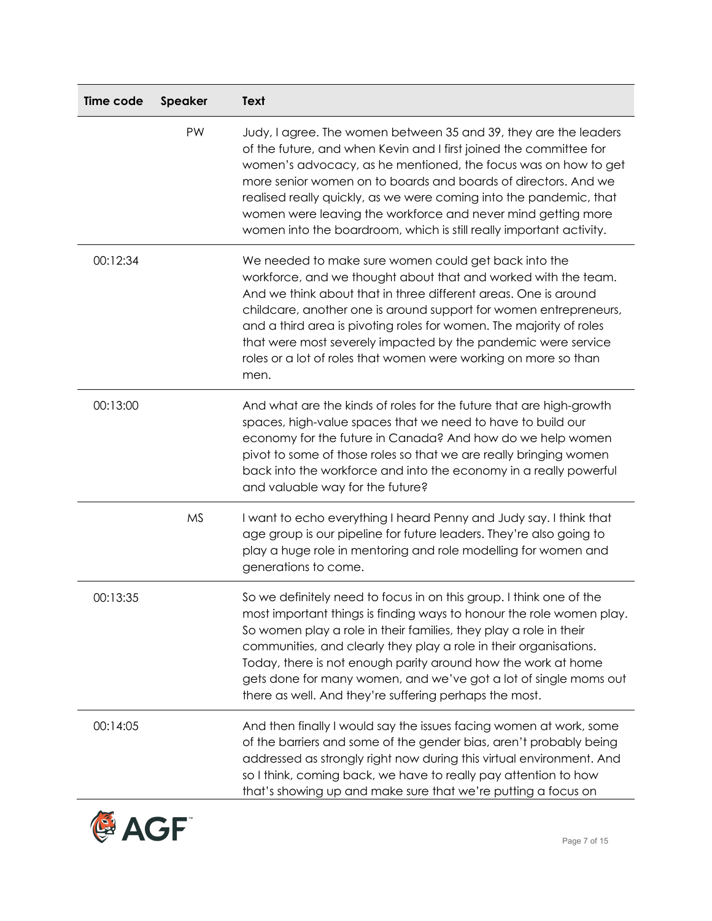| Time code | Speaker | Text |
| --- | --- | --- |
| | PW | Judy, I agree. The women between 35 and 39, they are the leaders of the future, and when Kevin and I first joined the committee for women's advocacy, as he mentioned, the focus was on how to get more senior women on to boards and boards of directors. And we realised really quickly, as we were coming into the pandemic, that women were leaving the workforce and never mind getting more women into the boardroom, which is still really important activity. |
| 00:12:34 | | We needed to make sure women could get back into the workforce, and we thought about that and worked with the team. And we think about that in three different areas. One is around childcare, another one is around support for women entrepreneurs, and a third area is pivoting roles for women. The majority of roles that were most severely impacted by the pandemic were service roles or a lot of roles that women were working on more so than men. |
| 00:13:00 | | And what are the kinds of roles for the future that are high-growth spaces, high-value spaces that we need to have to build our economy for the future in Canada? And how do we help women pivot to some of those roles so that we are really bringing women back into the workforce and into the economy in a really powerful and valuable way for the future? |
| | MS | I want to echo everything I heard Penny and Judy say. I think that age group is our pipeline for future leaders. They're also going to play a huge role in mentoring and role modelling for women and generations to come. |
| 00:13:35 | | So we definitely need to focus in on this group. I think one of the most important things is finding ways to honour the role women play. So women play a role in their families, they play a role in their communities, and clearly they play a role in their organisations. Today, there is not enough parity around how the work at home gets done for many women, and we've got a lot of single moms out there as well. And they're suffering perhaps the most. |
| 00:14:05 | | And then finally I would say the issues facing women at work, some of the barriers and some of the gender bias, aren't probably being addressed as strongly right now during this virtual environment. And so I think, coming back, we have to really pay attention to how that's showing up and make sure that we're putting a focus on |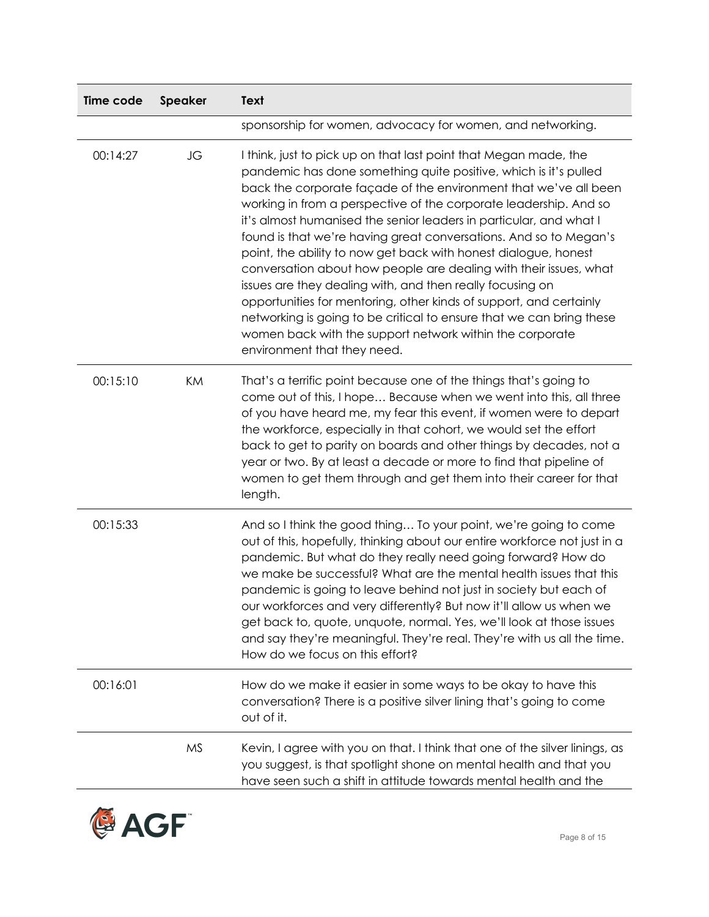| Time code | Speaker | Text |
|---|---|---|
| | | sponsorship for women, advocacy for women, and networking. |
| 00:14:27 | JG | I think, just to pick up on that last point that Megan made, the pandemic has done something quite positive, which is it's pulled back the corporate façade of the environment that we've all been working in from a perspective of the corporate leadership. And so it's almost humanised the senior leaders in particular, and what I found is that we're having great conversations. And so to Megan's point, the ability to now get back with honest dialogue, honest conversation about how people are dealing with their issues, what issues are they dealing with, and then really focusing on opportunities for mentoring, other kinds of support, and certainly networking is going to be critical to ensure that we can bring these women back with the support network within the corporate environment that they need. |
| 00:15:10 | KM | That's a terrific point because one of the things that's going to come out of this, I hope… Because when we went into this, all three of you have heard me, my fear this event, if women were to depart the workforce, especially in that cohort, we would set the effort back to get to parity on boards and other things by decades, not a year or two. By at least a decade or more to find that pipeline of women to get them through and get them into their career for that length. |
| 00:15:33 | | And so I think the good thing… To your point, we're going to come out of this, hopefully, thinking about our entire workforce not just in a pandemic. But what do they really need going forward? How do we make be successful? What are the mental health issues that this pandemic is going to leave behind not just in society but each of our workforces and very differently? But now it'll allow us when we get back to, quote, unquote, normal. Yes, we'll look at those issues and say they're meaningful. They're real. They're with us all the time. How do we focus on this effort? |
| 00:16:01 | | How do we make it easier in some ways to be okay to have this conversation? There is a positive silver lining that's going to come out of it. |
| | MS | Kevin, I agree with you on that. I think that one of the silver linings, as you suggest, is that spotlight shone on mental health and that you have seen such a shift in attitude towards mental health and the |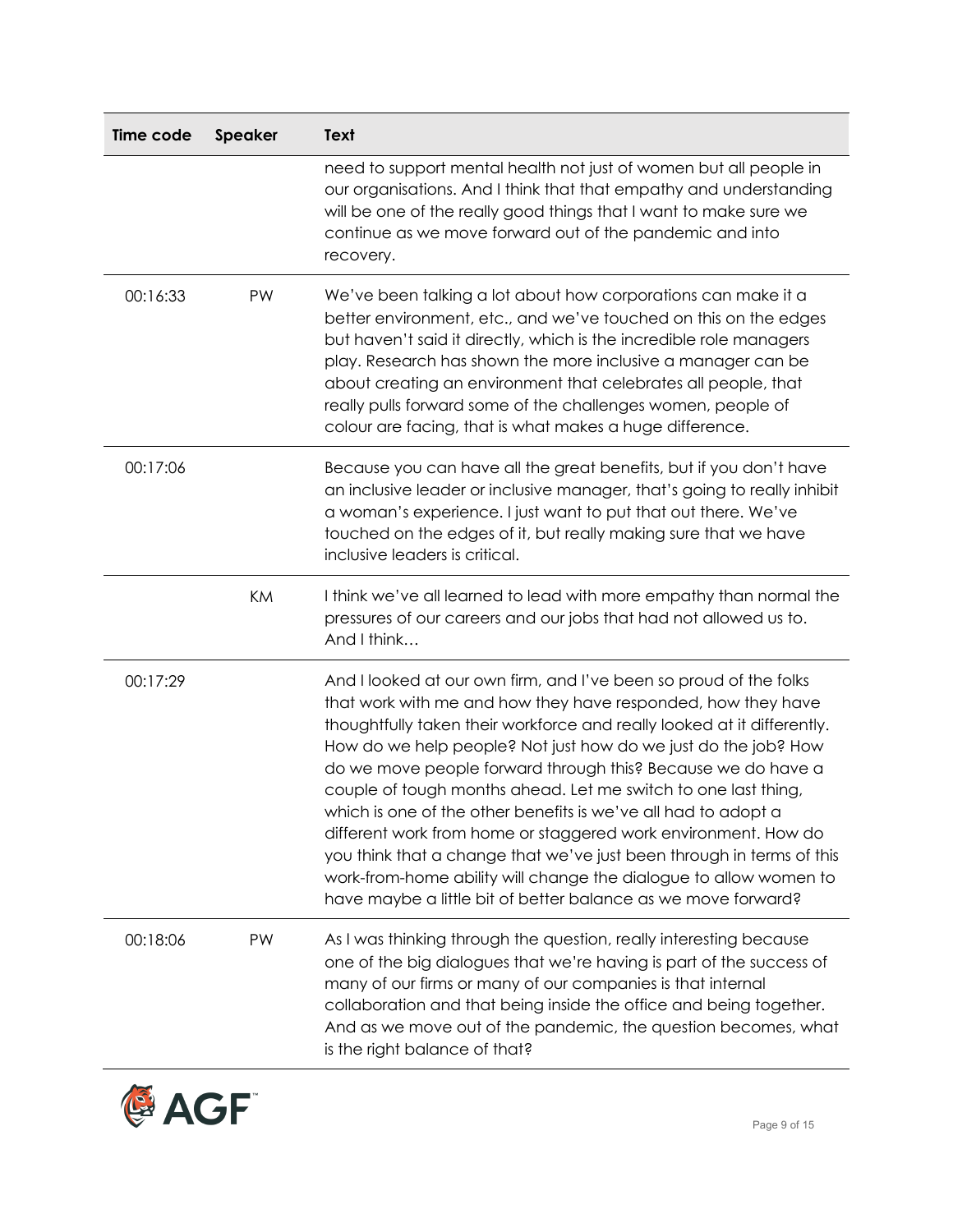| Time code | Speaker | Text |
|---|---|---|
| | | need to support mental health not just of women but all people in our organisations. And I think that that empathy and understanding will be one of the really good things that I want to make sure we continue as we move forward out of the pandemic and into recovery. |
| 00:16:33 | PW | We've been talking a lot about how corporations can make it a better environment, etc., and we've touched on this on the edges but haven't said it directly, which is the incredible role managers play. Research has shown the more inclusive a manager can be about creating an environment that celebrates all people, that really pulls forward some of the challenges women, people of colour are facing, that is what makes a huge difference. |
| 00:17:06 | | Because you can have all the great benefits, but if you don't have an inclusive leader or inclusive manager, that's going to really inhibit a woman's experience. I just want to put that out there. We've touched on the edges of it, but really making sure that we have inclusive leaders is critical. |
| | KM | I think we've all learned to lead with more empathy than normal the pressures of our careers and our jobs that had not allowed us to. And I think… |
| 00:17:29 | | And I looked at our own firm, and I've been so proud of the folks that work with me and how they have responded, how they have thoughtfully taken their workforce and really looked at it differently. How do we help people? Not just how do we just do the job? How do we move people forward through this? Because we do have a couple of tough months ahead. Let me switch to one last thing, which is one of the other benefits is we've all had to adopt a different work from home or staggered work environment. How do you think that a change that we've just been through in terms of this work-from-home ability will change the dialogue to allow women to have maybe a little bit of better balance as we move forward? |
| 00:18:06 | PW | As I was thinking through the question, really interesting because one of the big dialogues that we're having is part of the success of many of our firms or many of our companies is that internal collaboration and that being inside the office and being together. And as we move out of the pandemic, the question becomes, what is the right balance of that? |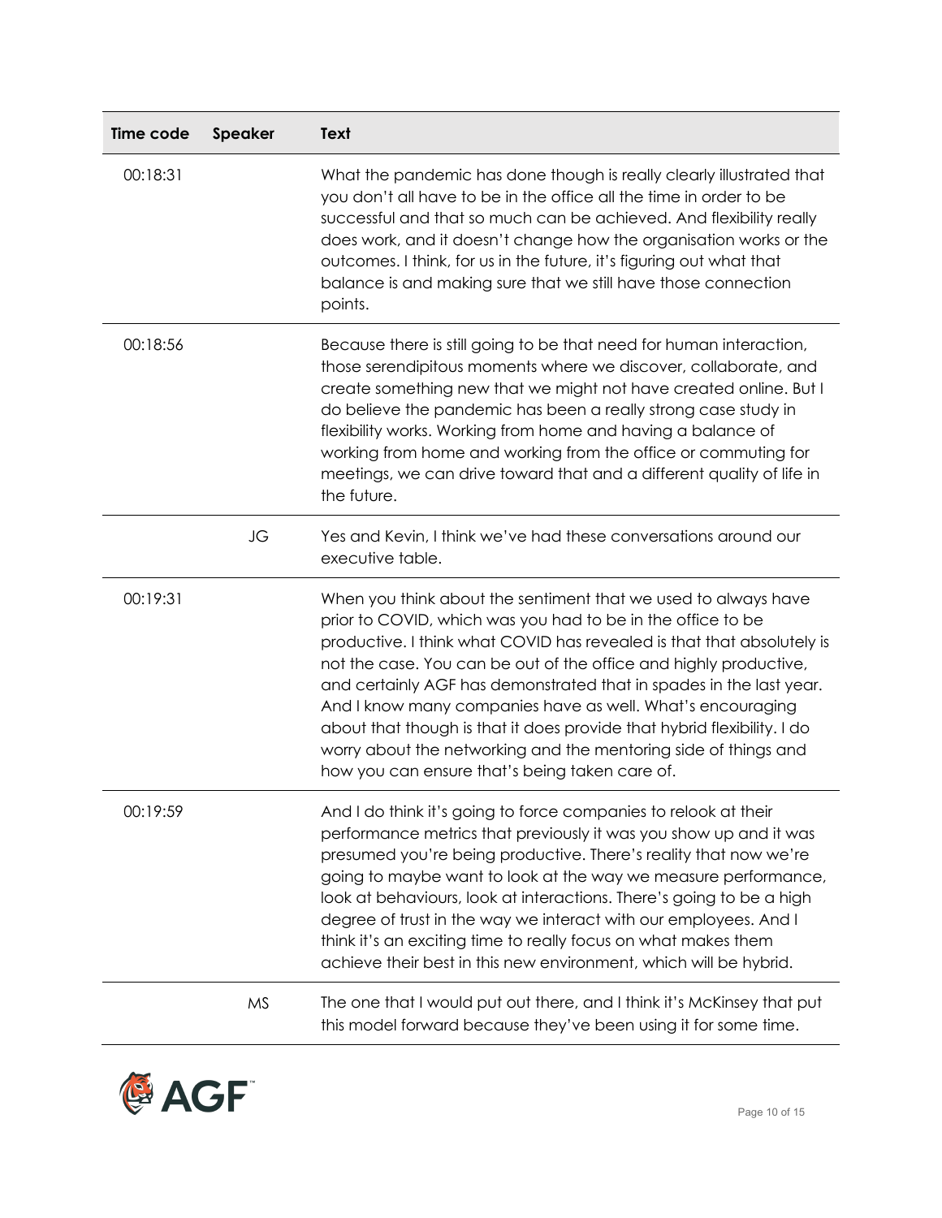| Time code | Speaker | Text |
| --- | --- | --- |
| 00:18:31 | | What the pandemic has done though is really clearly illustrated that you don't all have to be in the office all the time in order to be successful and that so much can be achieved. And flexibility really does work, and it doesn't change how the organisation works or the outcomes. I think, for us in the future, it's figuring out what that balance is and making sure that we still have those connection points. |
| 00:18:56 | | Because there is still going to be that need for human interaction, those serendipitous moments where we discover, collaborate, and create something new that we might not have created online. But I do believe the pandemic has been a really strong case study in flexibility works. Working from home and having a balance of working from home and working from the office or commuting for meetings, we can drive toward that and a different quality of life in the future. |
| | JG | Yes and Kevin, I think we've had these conversations around our executive table. |
| 00:19:31 | | When you think about the sentiment that we used to always have prior to COVID, which was you had to be in the office to be productive. I think what COVID has revealed is that that absolutely is not the case. You can be out of the office and highly productive, and certainly AGF has demonstrated that in spades in the last year. And I know many companies have as well. What's encouraging about that though is that it does provide that hybrid flexibility. I do worry about the networking and the mentoring side of things and how you can ensure that's being taken care of. |
| 00:19:59 | | And I do think it's going to force companies to relook at their performance metrics that previously it was you show up and it was presumed you're being productive. There's reality that now we're going to maybe want to look at the way we measure performance, look at behaviours, look at interactions. There's going to be a high degree of trust in the way we interact with our employees. And I think it's an exciting time to really focus on what makes them achieve their best in this new environment, which will be hybrid. |
| | MS | The one that I would put out there, and I think it's McKinsey that put this model forward because they've been using it for some time. |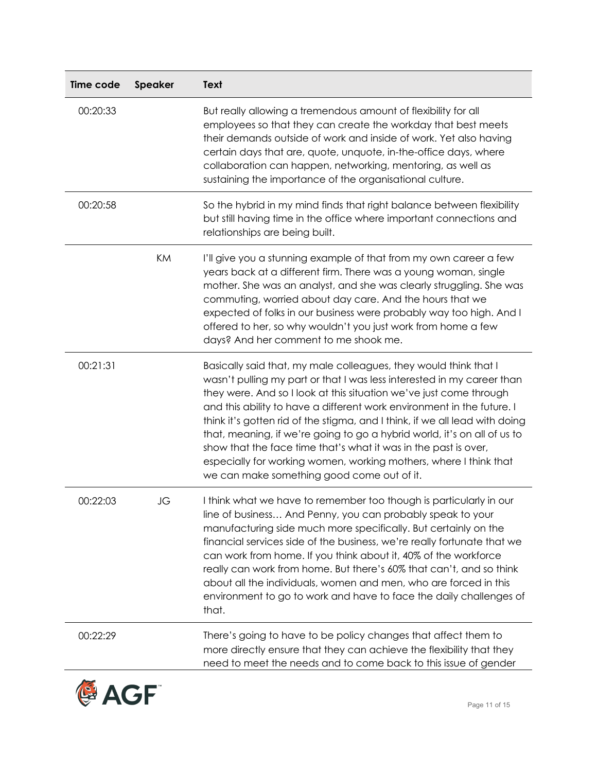| Time code | Speaker | Text |
|---|---|---|
| 00:20:33 | | But really allowing a tremendous amount of flexibility for all employees so that they can create the workday that best meets their demands outside of work and inside of work. Yet also having certain days that are, quote, unquote, in-the-office days, where collaboration can happen, networking, mentoring, as well as sustaining the importance of the organisational culture. |
| 00:20:58 | | So the hybrid in my mind finds that right balance between flexibility but still having time in the office where important connections and relationships are being built. |
| | KM | I'll give you a stunning example of that from my own career a few years back at a different firm. There was a young woman, single mother. She was an analyst, and she was clearly struggling. She was commuting, worried about day care. And the hours that we expected of folks in our business were probably way too high. And I offered to her, so why wouldn't you just work from home a few days? And her comment to me shook me. |
| 00:21:31 | | Basically said that, my male colleagues, they would think that I wasn't pulling my part or that I was less interested in my career than they were. And so I look at this situation we've just come through and this ability to have a different work environment in the future. I think it's gotten rid of the stigma, and I think, if we all lead with doing that, meaning, if we're going to go a hybrid world, it's on all of us to show that the face time that's what it was in the past is over, especially for working women, working mothers, where I think that we can make something good come out of it. |
| 00:22:03 | JG | I think what we have to remember too though is particularly in our line of business… And Penny, you can probably speak to your manufacturing side much more specifically. But certainly on the financial services side of the business, we're really fortunate that we can work from home. If you think about it, 40% of the workforce really can work from home. But there's 60% that can't, and so think about all the individuals, women and men, who are forced in this environment to go to work and have to face the daily challenges of that. |
| 00:22:29 | | There's going to have to be policy changes that affect them to more directly ensure that they can achieve the flexibility that they need to meet the needs and to come back to this issue of gender |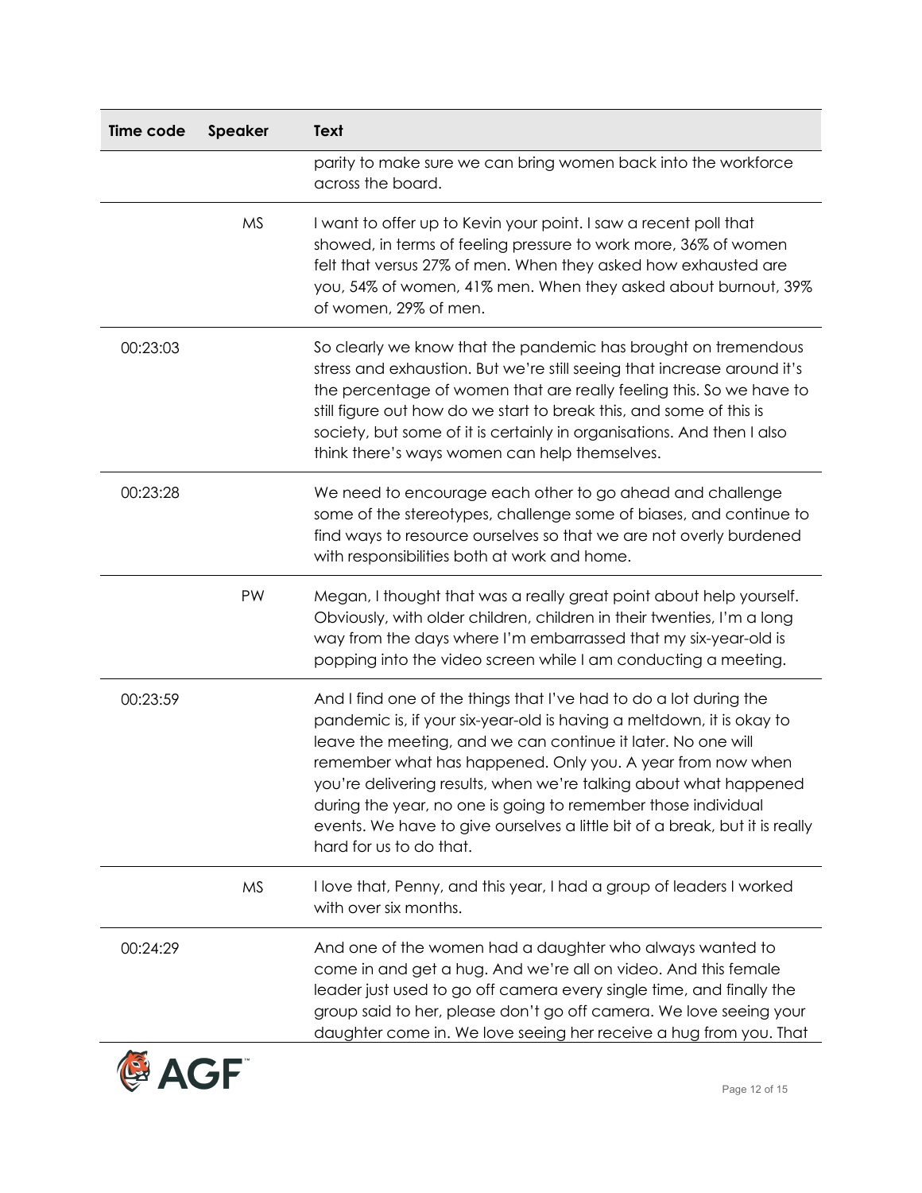| Time code | Speaker | Text |
| --- | --- | --- |
| | | parity to make sure we can bring women back into the workforce across the board. |
| | MS | I want to offer up to Kevin your point. I saw a recent poll that showed, in terms of feeling pressure to work more, 36% of women felt that versus 27% of men. When they asked how exhausted are you, 54% of women, 41% men. When they asked about burnout, 39% of women, 29% of men. |
| 00:23:03 | | So clearly we know that the pandemic has brought on tremendous stress and exhaustion. But we're still seeing that increase around it's the percentage of women that are really feeling this. So we have to still figure out how do we start to break this, and some of this is society, but some of it is certainly in organisations. And then I also think there's ways women can help themselves. |
| 00:23:28 | | We need to encourage each other to go ahead and challenge some of the stereotypes, challenge some of biases, and continue to find ways to resource ourselves so that we are not overly burdened with responsibilities both at work and home. |
| | PW | Megan, I thought that was a really great point about help yourself. Obviously, with older children, children in their twenties, I'm a long way from the days where I'm embarrassed that my six-year-old is popping into the video screen while I am conducting a meeting. |
| 00:23:59 | | And I find one of the things that I've had to do a lot during the pandemic is, if your six-year-old is having a meltdown, it is okay to leave the meeting, and we can continue it later. No one will remember what has happened. Only you. A year from now when you're delivering results, when we're talking about what happened during the year, no one is going to remember those individual events. We have to give ourselves a little bit of a break, but it is really hard for us to do that. |
| | MS | I love that, Penny, and this year, I had a group of leaders I worked with over six months. |
| 00:24:29 | | And one of the women had a daughter who always wanted to come in and get a hug. And we're all on video. And this female leader just used to go off camera every single time, and finally the group said to her, please don't go off camera. We love seeing your daughter come in. We love seeing her receive a hug from you. That |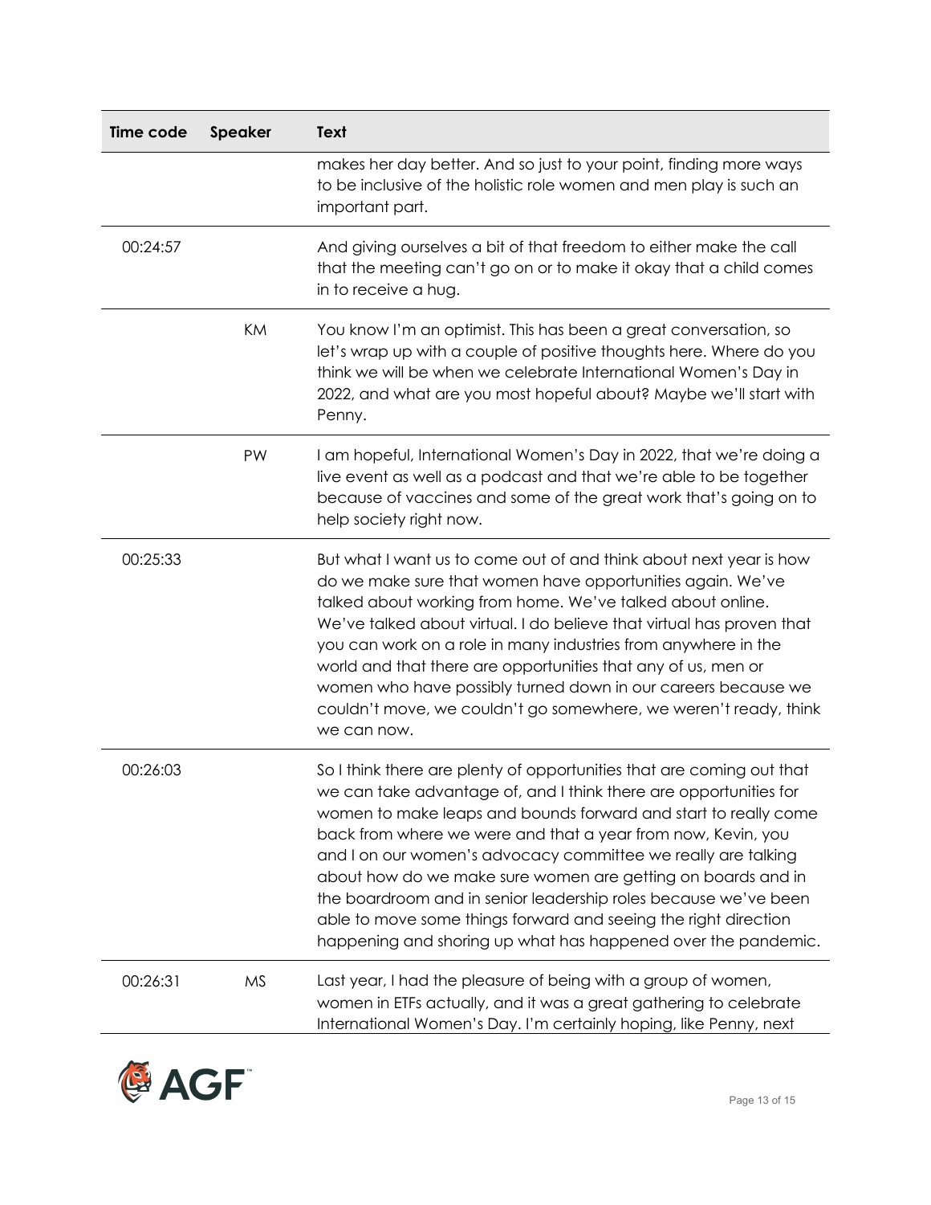| Time code | Speaker | Text |
|---|---|---|
| | | makes her day better. And so just to your point, finding more ways to be inclusive of the holistic role women and men play is such an important part. |
| 00:24:57 | | And giving ourselves a bit of that freedom to either make the call that the meeting can't go on or to make it okay that a child comes in to receive a hug. |
| | KM | You know I'm an optimist. This has been a great conversation, so let's wrap up with a couple of positive thoughts here. Where do you think we will be when we celebrate International Women's Day in 2022, and what are you most hopeful about? Maybe we'll start with Penny. |
| | PW | I am hopeful, International Women's Day in 2022, that we're doing a live event as well as a podcast and that we're able to be together because of vaccines and some of the great work that's going on to help society right now. |
| 00:25:33 | | But what I want us to come out of and think about next year is how do we make sure that women have opportunities again. We've talked about working from home. We've talked about online. We've talked about virtual. I do believe that virtual has proven that you can work on a role in many industries from anywhere in the world and that there are opportunities that any of us, men or women who have possibly turned down in our careers because we couldn't move, we couldn't go somewhere, we weren't ready, think we can now. |
| 00:26:03 | | So I think there are plenty of opportunities that are coming out that we can take advantage of, and I think there are opportunities for women to make leaps and bounds forward and start to really come back from where we were and that a year from now, Kevin, you and I on our women's advocacy committee we really are talking about how do we make sure women are getting on boards and in the boardroom and in senior leadership roles because we've been able to move some things forward and seeing the right direction happening and shoring up what has happened over the pandemic. |
| 00:26:31 | MS | Last year, I had the pleasure of being with a group of women, women in ETFs actually, and it was a great gathering to celebrate International Women's Day. I'm certainly hoping, like Penny, next |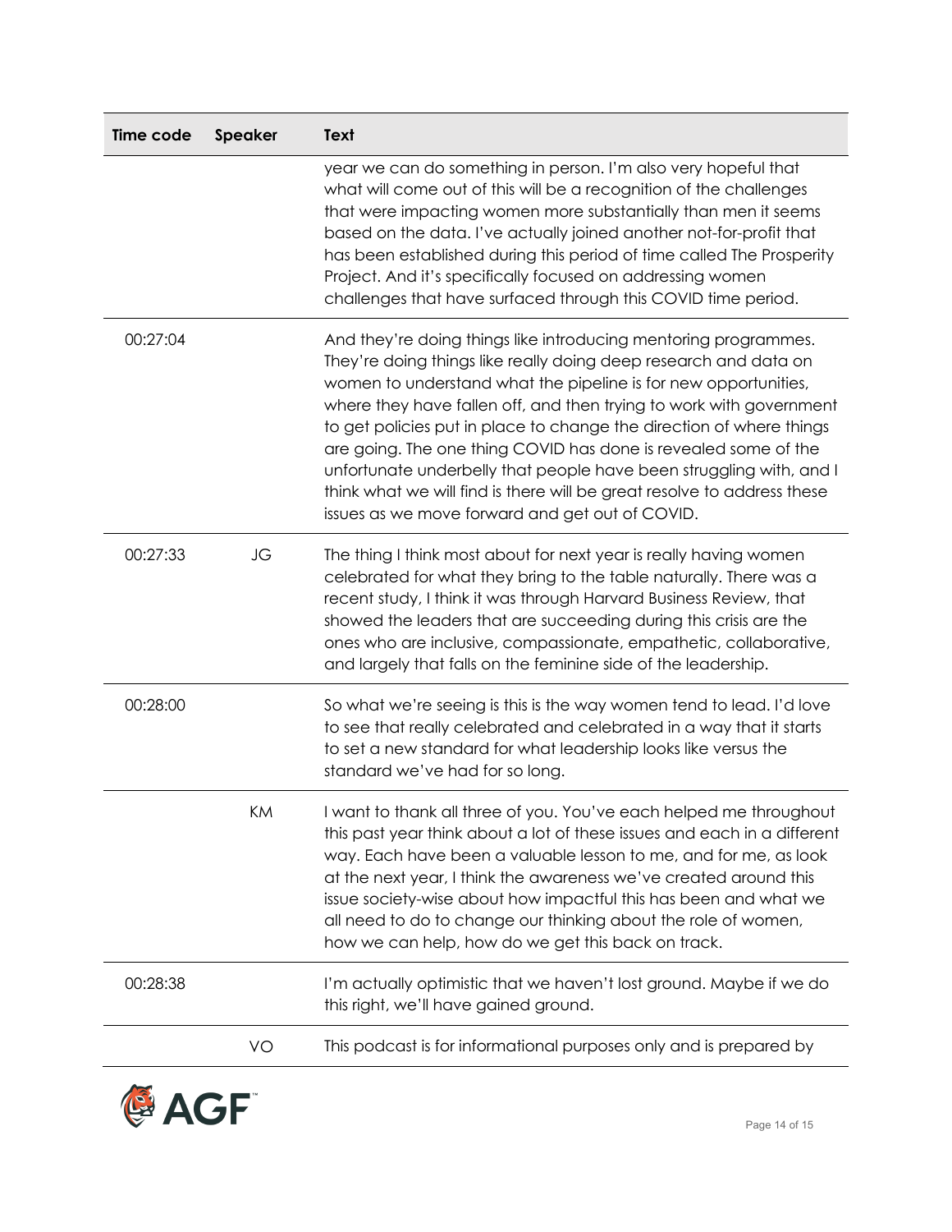| Time code | Speaker | Text |
|---|---|---|
| | | year we can do something in person. I'm also very hopeful that what will come out of this will be a recognition of the challenges that were impacting women more substantially than men it seems based on the data. I've actually joined another not-for-profit that has been established during this period of time called The Prosperity Project. And it's specifically focused on addressing women challenges that have surfaced through this COVID time period. |
| 00:27:04 | | And they're doing things like introducing mentoring programmes. They're doing things like really doing deep research and data on women to understand what the pipeline is for new opportunities, where they have fallen off, and then trying to work with government to get policies put in place to change the direction of where things are going. The one thing COVID has done is revealed some of the unfortunate underbelly that people have been struggling with, and I think what we will find is there will be great resolve to address these issues as we move forward and get out of COVID. |
| 00:27:33 | JG | The thing I think most about for next year is really having women celebrated for what they bring to the table naturally. There was a recent study, I think it was through Harvard Business Review, that showed the leaders that are succeeding during this crisis are the ones who are inclusive, compassionate, empathetic, collaborative, and largely that falls on the feminine side of the leadership. |
| 00:28:00 | | So what we're seeing is this is the way women tend to lead. I'd love to see that really celebrated and celebrated in a way that it starts to set a new standard for what leadership looks like versus the standard we've had for so long. |
| | KM | I want to thank all three of you. You've each helped me throughout this past year think about a lot of these issues and each in a different way. Each have been a valuable lesson to me, and for me, as look at the next year, I think the awareness we've created around this issue society-wise about how impactful this has been and what we all need to do to change our thinking about the role of women, how we can help, how do we get this back on track. |
| 00:28:38 | | I'm actually optimistic that we haven't lost ground. Maybe if we do this right, we'll have gained ground. |
| | VO | This podcast is for informational purposes only and is prepared by |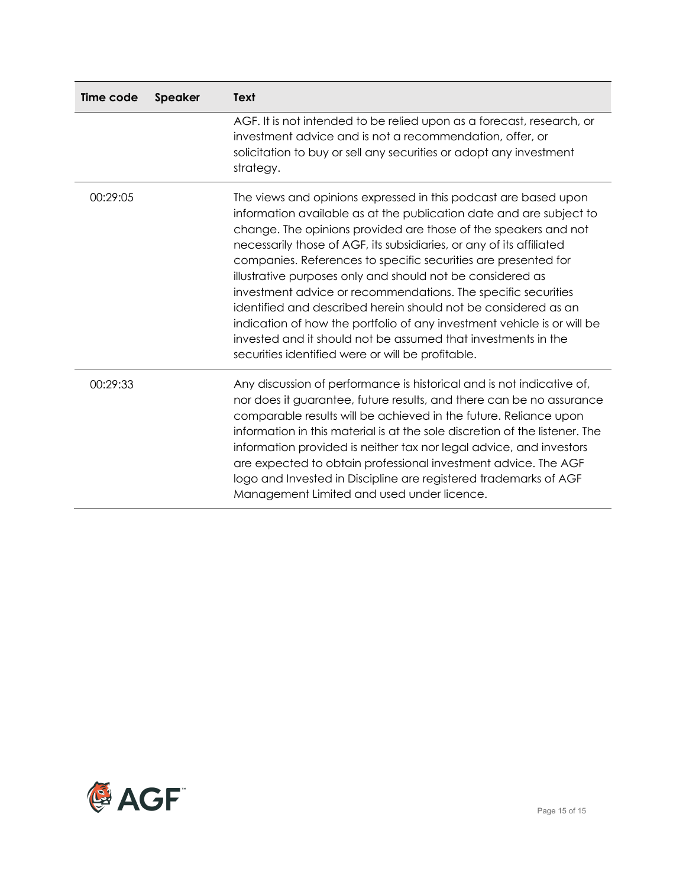| Time code | Speaker | Text |
| --- | --- | --- |
| | | AGF. It is not intended to be relied upon as a forecast, research, or investment advice and is not a recommendation, offer, or solicitation to buy or sell any securities or adopt any investment strategy. |
| 00:29:05 | | The views and opinions expressed in this podcast are based upon information available as at the publication date and are subject to change. The opinions provided are those of the speakers and not necessarily those of AGF, its subsidiaries, or any of its affiliated companies. References to specific securities are presented for illustrative purposes only and should not be considered as investment advice or recommendations. The specific securities identified and described herein should not be considered as an indication of how the portfolio of any investment vehicle is or will be invested and it should not be assumed that investments in the securities identified were or will be profitable. |
| 00:29:33 | | Any discussion of performance is historical and is not indicative of, nor does it guarantee, future results, and there can be no assurance comparable results will be achieved in the future. Reliance upon information in this material is at the sole discretion of the listener. The information provided is neither tax nor legal advice, and investors are expected to obtain professional investment advice. The AGF logo and Invested in Discipline are registered trademarks of AGF Management Limited and used under licence. |